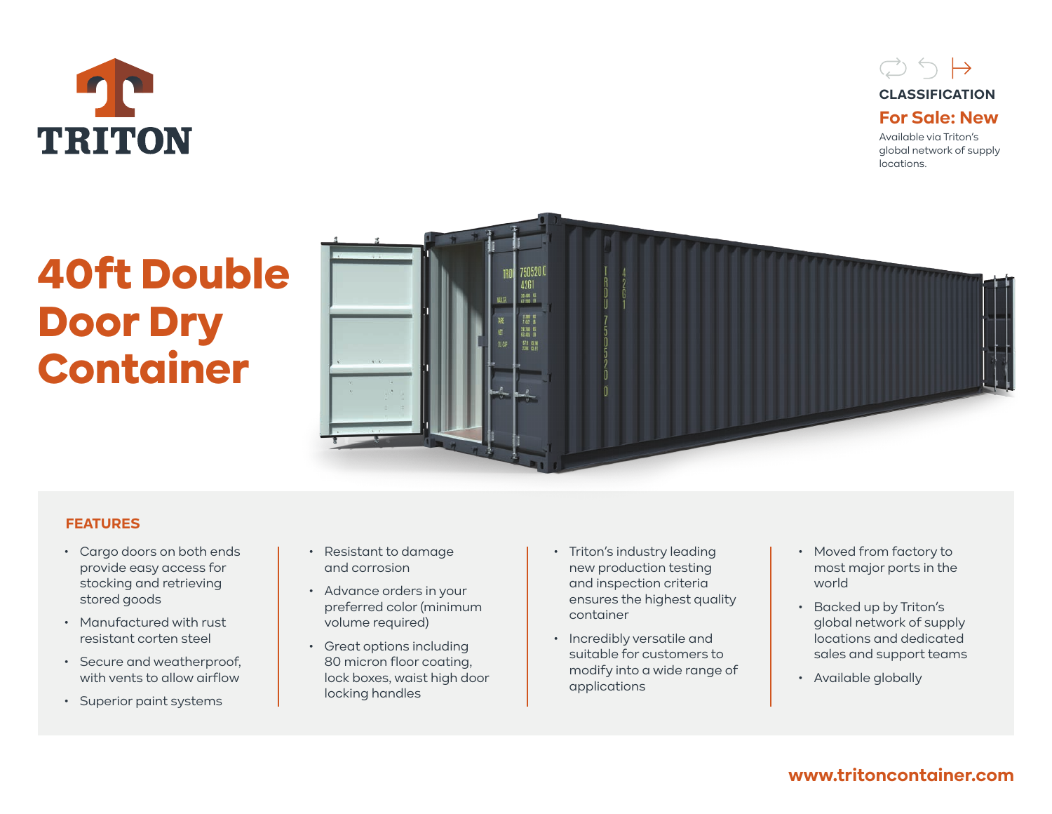TRITON

CLASSIFICATION

**For Sale: New**

Available via Triton's global network of supply locations.

# 40ft Double Door Dry Container

## FEATURES

- Cargo doors on both ends provide easy access for stocking and retrieving stored goods
- Manufactured with rust resistant corten steel
- Secure and weatherproof, with vents to allow airflow
- Superior paint systems
- Resistant to damage and corrosion
- Advance orders in your preferred color (minimum volume required)
- Great options including 80 micron floor coating, lock boxes, waist high door locking handles
- Triton's industry leading new production testing and inspection criteria ensures the highest quality container
- Incredibly versatile and suitable for customers to modify into a wide range of applications
- Moved from factory to most major ports in the world
- Backed up by Triton's global network of supply locations and dedicated sales and support teams
- Available globally

www.tritoncontainer.com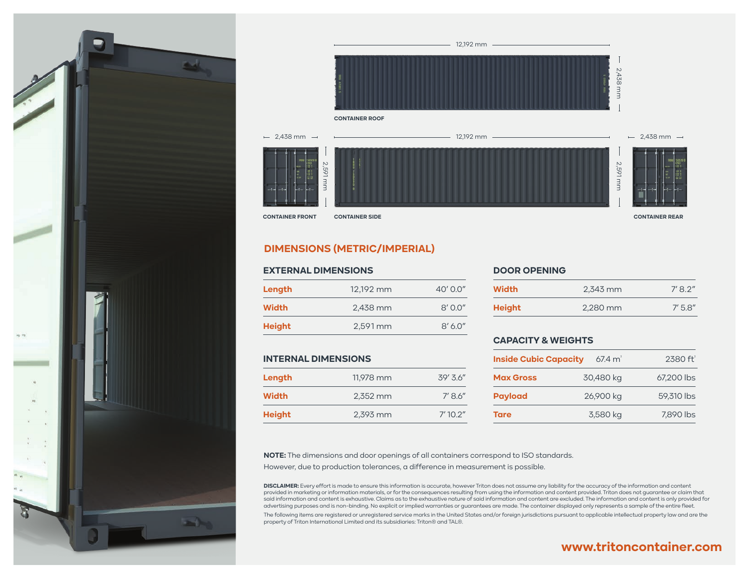12,192 mm

2,438 mm

CONTAINER ROOF

2,438 mm

12,192 mm

2,438 mm

2,591 mm

2,591 mm

CONTAINER FRONT

CONTAINER SIDE

CONTAINER REAR

## DIMENSIONS (METRIC/IMPERIAL)

### EXTERNAL DIMENSIONS

| | | |
|---|---|---|
| Length | 12,192 mm | 40′ 0.0″ |
| Width | 2,438 mm | 8′ 0.0″ |
| Height | 2,591 mm | 8′ 6.0″ |

### INTERNAL DIMENSIONS

| | | |
|---|---|---|
| Length | 11,978 mm | 39′ 3.6″ |
| Width | 2,352 mm | 7′ 8.6″ |
| Height | 2,393 mm | 7′ 10.2″ |

### DOOR OPENING

| | | |
|---|---|---|
| Width | 2,343 mm | 7′ 8.2″ |
| Height | 2,280 mm | 7′ 5.8″ |

### CAPACITY & WEIGHTS

| | | |
|---|---|---|
| Inside Cubic Capacity | 67.4 $m^3$ | 2380 $ft^3$ |
| Max Gross | 30,480 kg | 67,200 lbs |
| Payload | 26,900 kg | 59,310 lbs |
| Tare | 3,580 kg | 7,890 lbs |

**NOTE:** The dimensions and door openings of all containers correspond to ISO standards. However, due to production tolerances, a difference in measurement is possible.

**DISCLAIMER:** Every effort is made to ensure this information is accurate, however Triton does not assume any liability for the accuracy of the information and content provided in marketing or information materials, or for the consequences resulting from using the information and content provided. Triton does not guarantee or claim that said information and content is exhaustive. Claims as to the exhaustive nature of said information and content are excluded. The information and content is only provided for advertising purposes and is non-binding. No explicit or implied warranties or guarantees are made. The container displayed only represents a sample of the entire fleet.

The following items are registered or unregistered service marks in the United States and/or foreign jurisdictions pursuant to applicable intellectual property law and are the property of Triton International Limited and its subsidiaries: Triton® and TAL®.

**www.tritoncontainer.com**